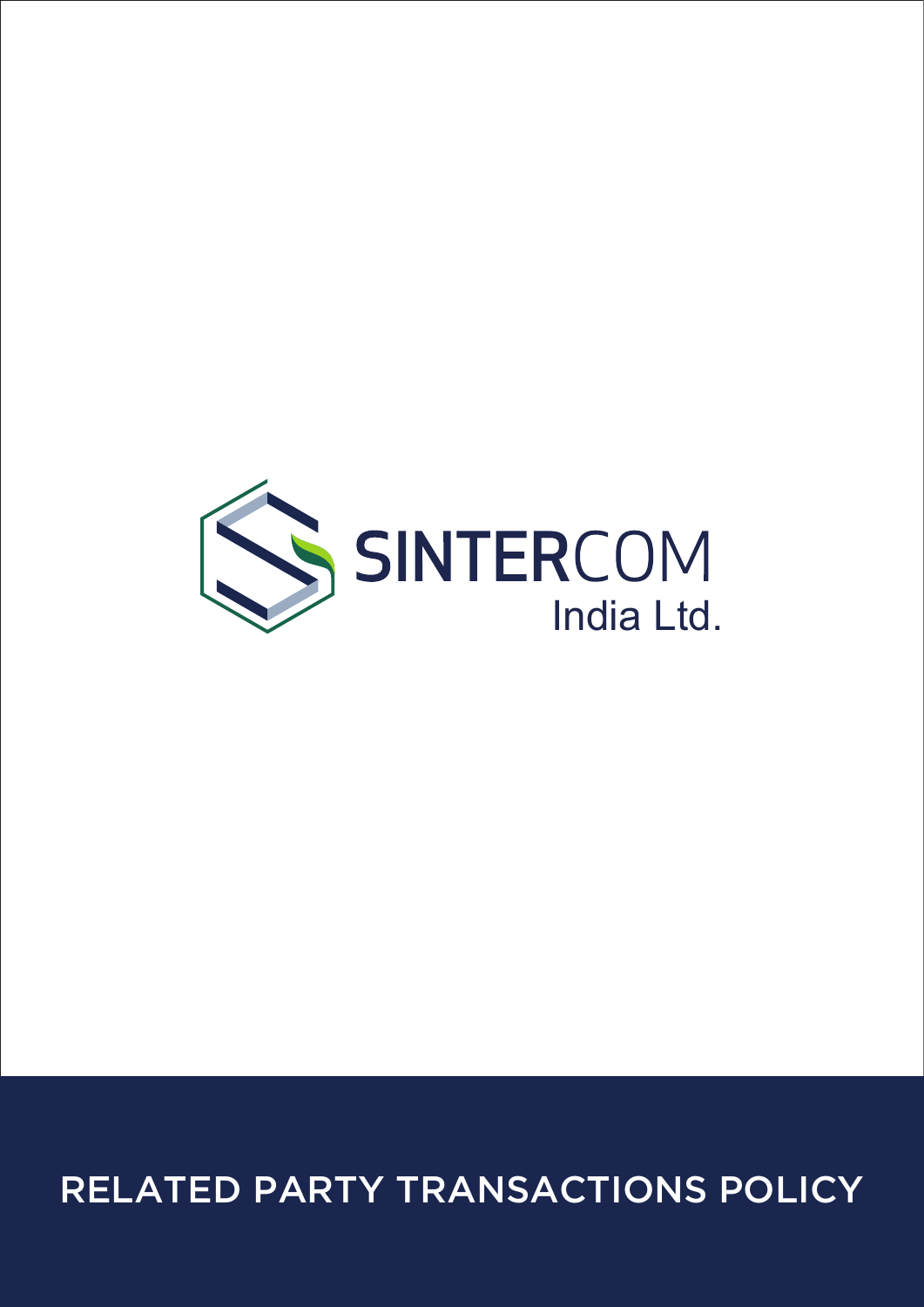SINTERCOM

India Ltd.

# RELATED PARTY TRANSACTIONS POLICY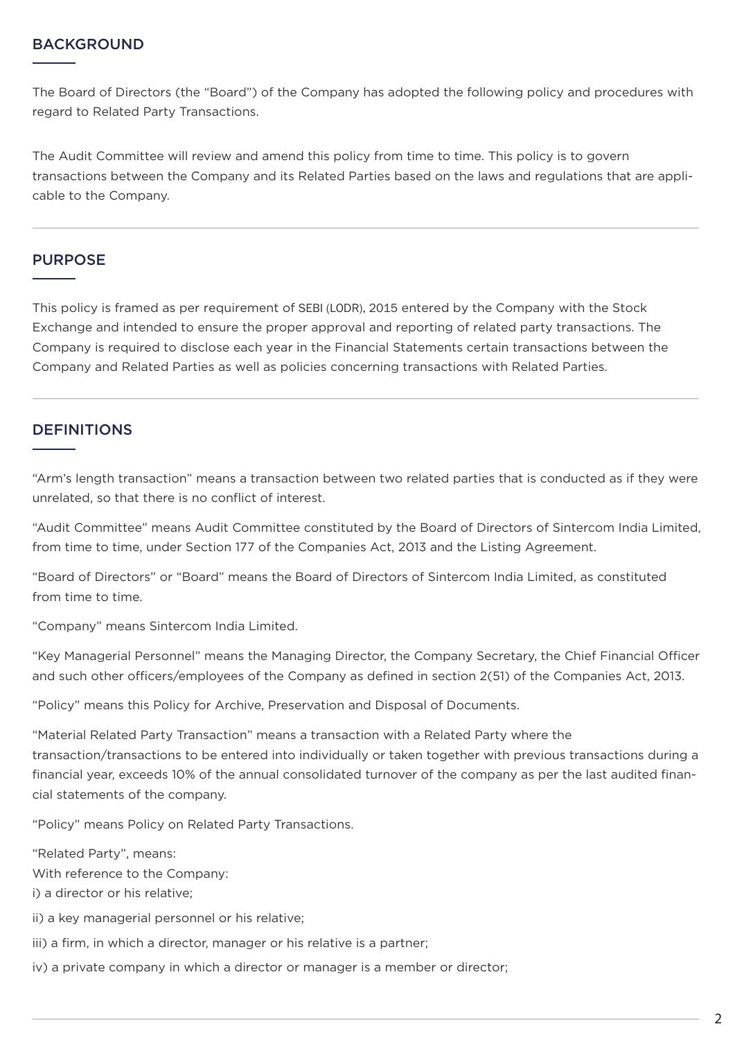## BACKGROUND

The Board of Directors (the "Board") of the Company has adopted the following policy and procedures with regard to Related Party Transactions.

The Audit Committee will review and amend this policy from time to time. This policy is to govern transactions between the Company and its Related Parties based on the laws and regulations that are applicable to the Company.

## PURPOSE

This policy is framed as per requirement of SEBI (LODR), 2015 entered by the Company with the Stock Exchange and intended to ensure the proper approval and reporting of related party transactions. The Company is required to disclose each year in the Financial Statements certain transactions between the Company and Related Parties as well as policies concerning transactions with Related Parties.

## DEFINITIONS

"Arm's length transaction" means a transaction between two related parties that is conducted as if they were unrelated, so that there is no conflict of interest.

"Audit Committee" means Audit Committee constituted by the Board of Directors of Sintercom India Limited, from time to time, under Section 177 of the Companies Act, 2013 and the Listing Agreement.

"Board of Directors" or "Board" means the Board of Directors of Sintercom India Limited, as constituted from time to time.

"Company" means Sintercom India Limited.

"Key Managerial Personnel" means the Managing Director, the Company Secretary, the Chief Financial Officer and such other officers/employees of the Company as defined in section 2(51) of the Companies Act, 2013.

"Policy" means this Policy for Archive, Preservation and Disposal of Documents.

"Material Related Party Transaction" means a transaction with a Related Party where the transaction/transactions to be entered into individually or taken together with previous transactions during a financial year, exceeds 10% of the annual consolidated turnover of the company as per the last audited financial statements of the company.

"Policy" means Policy on Related Party Transactions.

"Related Party", means:
With reference to the Company:
i) a director or his relative;

ii) a key managerial personnel or his relative;

iii) a firm, in which a director, manager or his relative is a partner;

iv) a private company in which a director or manager is a member or director;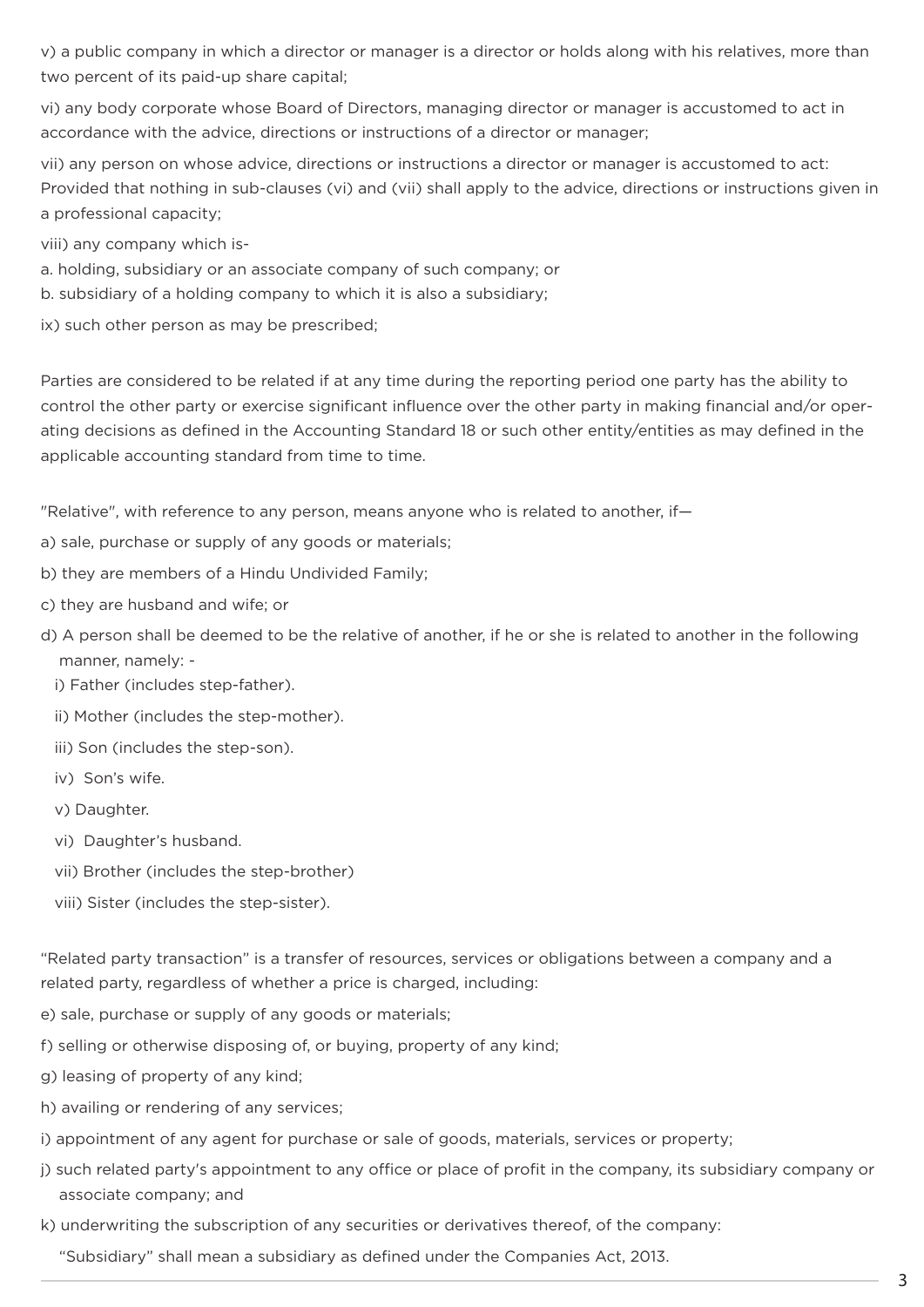v) a public company in which a director or manager is a director or holds along with his relatives, more than two percent of its paid-up share capital;

vi) any body corporate whose Board of Directors, managing director or manager is accustomed to act in accordance with the advice, directions or instructions of a director or manager;

vii) any person on whose advice, directions or instructions a director or manager is accustomed to act: Provided that nothing in sub-clauses (vi) and (vii) shall apply to the advice, directions or instructions given in a professional capacity;

viii) any company which is-

a. holding, subsidiary or an associate company of such company; or

b. subsidiary of a holding company to which it is also a subsidiary;

ix) such other person as may be prescribed;

Parties are considered to be related if at any time during the reporting period one party has the ability to control the other party or exercise significant influence over the other party in making financial and/or operating decisions as defined in the Accounting Standard 18 or such other entity/entities as may defined in the applicable accounting standard from time to time.

"Relative", with reference to any person, means anyone who is related to another, if—

a) sale, purchase or supply of any goods or materials;

b) they are members of a Hindu Undivided Family;

c) they are husband and wife; or

d) A person shall be deemed to be the relative of another, if he or she is related to another in the following manner, namely: -

 i) Father (includes step-father).

 ii) Mother (includes the step-mother).

 iii) Son (includes the step-son).

 iv) Son's wife.

 v) Daughter.

 vi) Daughter's husband.

 vii) Brother (includes the step-brother)

 viii) Sister (includes the step-sister).

"Related party transaction" is a transfer of resources, services or obligations between a company and a related party, regardless of whether a price is charged, including:

e) sale, purchase or supply of any goods or materials;

f) selling or otherwise disposing of, or buying, property of any kind;

g) leasing of property of any kind;

h) availing or rendering of any services;

i) appointment of any agent for purchase or sale of goods, materials, services or property;

j) such related party's appointment to any office or place of profit in the company, its subsidiary company or associate company; and

k) underwriting the subscription of any securities or derivatives thereof, of the company:

 "Subsidiary" shall mean a subsidiary as defined under the Companies Act, 2013.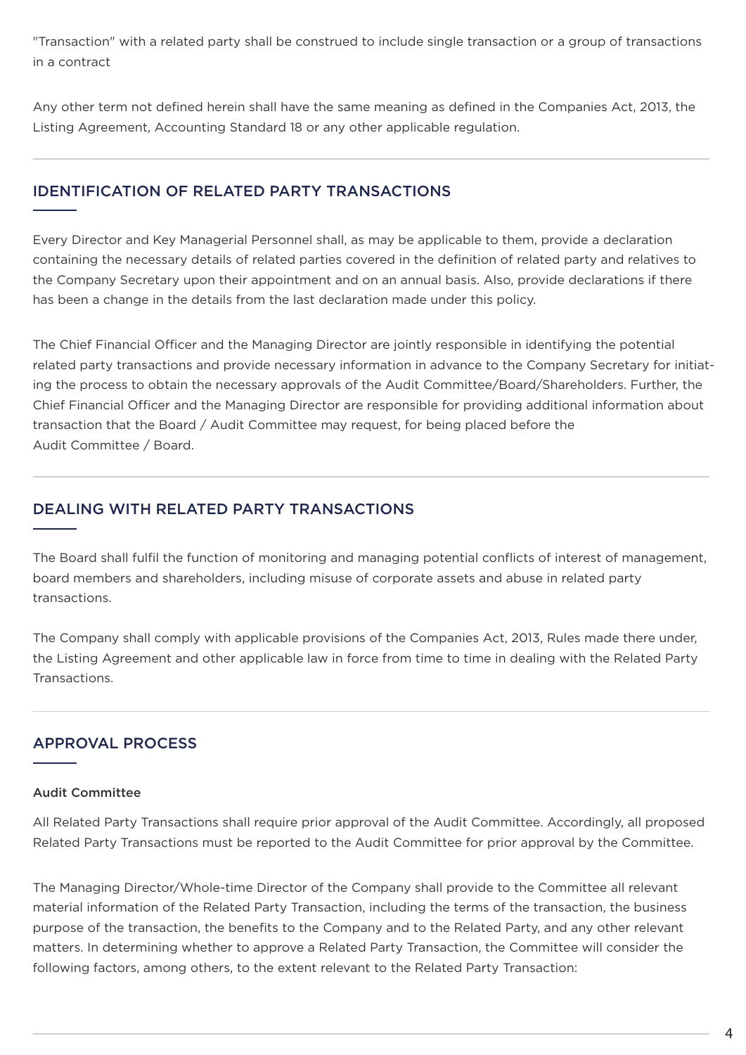"Transaction" with a related party shall be construed to include single transaction or a group of transactions in a contract

Any other term not defined herein shall have the same meaning as defined in the Companies Act, 2013, the Listing Agreement, Accounting Standard 18 or any other applicable regulation.

## IDENTIFICATION OF RELATED PARTY TRANSACTIONS

Every Director and Key Managerial Personnel shall, as may be applicable to them, provide a declaration containing the necessary details of related parties covered in the definition of related party and relatives to the Company Secretary upon their appointment and on an annual basis. Also, provide declarations if there has been a change in the details from the last declaration made under this policy.

The Chief Financial Officer and the Managing Director are jointly responsible in identifying the potential related party transactions and provide necessary information in advance to the Company Secretary for initiating the process to obtain the necessary approvals of the Audit Committee/Board/Shareholders. Further, the Chief Financial Officer and the Managing Director are responsible for providing additional information about transaction that the Board / Audit Committee may request, for being placed before the Audit Committee / Board.

## DEALING WITH RELATED PARTY TRANSACTIONS

The Board shall fulfil the function of monitoring and managing potential conflicts of interest of management, board members and shareholders, including misuse of corporate assets and abuse in related party transactions.

The Company shall comply with applicable provisions of the Companies Act, 2013, Rules made there under, the Listing Agreement and other applicable law in force from time to time in dealing with the Related Party Transactions.

## APPROVAL PROCESS

### Audit Committee

All Related Party Transactions shall require prior approval of the Audit Committee. Accordingly, all proposed Related Party Transactions must be reported to the Audit Committee for prior approval by the Committee.

The Managing Director/Whole-time Director of the Company shall provide to the Committee all relevant material information of the Related Party Transaction, including the terms of the transaction, the business purpose of the transaction, the benefits to the Company and to the Related Party, and any other relevant matters. In determining whether to approve a Related Party Transaction, the Committee will consider the following factors, among others, to the extent relevant to the Related Party Transaction: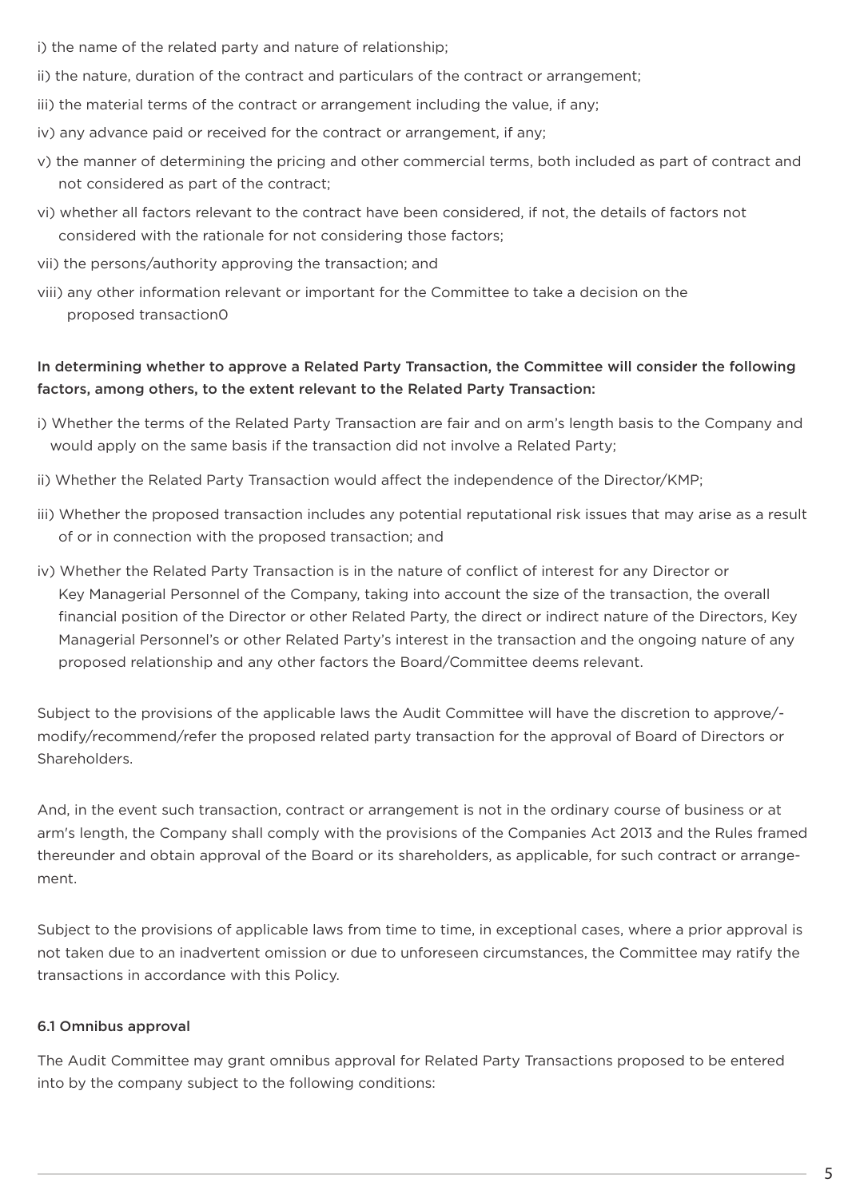i) the name of the related party and nature of relationship;

ii) the nature, duration of the contract and particulars of the contract or arrangement;

iii) the material terms of the contract or arrangement including the value, if any;

iv) any advance paid or received for the contract or arrangement, if any;

v) the manner of determining the pricing and other commercial terms, both included as part of contract and not considered as part of the contract;

vi) whether all factors relevant to the contract have been considered, if not, the details of factors not considered with the rationale for not considering those factors;

vii) the persons/authority approving the transaction; and

viii) any other information relevant or important for the Committee to take a decision on the proposed transaction0

**In determining whether to approve a Related Party Transaction, the Committee will consider the following factors, among others, to the extent relevant to the Related Party Transaction:**

i) Whether the terms of the Related Party Transaction are fair and on arm's length basis to the Company and would apply on the same basis if the transaction did not involve a Related Party;

ii) Whether the Related Party Transaction would affect the independence of the Director/KMP;

iii) Whether the proposed transaction includes any potential reputational risk issues that may arise as a result of or in connection with the proposed transaction; and

iv) Whether the Related Party Transaction is in the nature of conflict of interest for any Director or Key Managerial Personnel of the Company, taking into account the size of the transaction, the overall financial position of the Director or other Related Party, the direct or indirect nature of the Directors, Key Managerial Personnel's or other Related Party's interest in the transaction and the ongoing nature of any proposed relationship and any other factors the Board/Committee deems relevant.

Subject to the provisions of the applicable laws the Audit Committee will have the discretion to approve/-modify/recommend/refer the proposed related party transaction for the approval of Board of Directors or Shareholders.

And, in the event such transaction, contract or arrangement is not in the ordinary course of business or at arm's length, the Company shall comply with the provisions of the Companies Act 2013 and the Rules framed thereunder and obtain approval of the Board or its shareholders, as applicable, for such contract or arrangement.

Subject to the provisions of applicable laws from time to time, in exceptional cases, where a prior approval is not taken due to an inadvertent omission or due to unforeseen circumstances, the Committee may ratify the transactions in accordance with this Policy.

**6.1 Omnibus approval**

The Audit Committee may grant omnibus approval for Related Party Transactions proposed to be entered into by the company subject to the following conditions: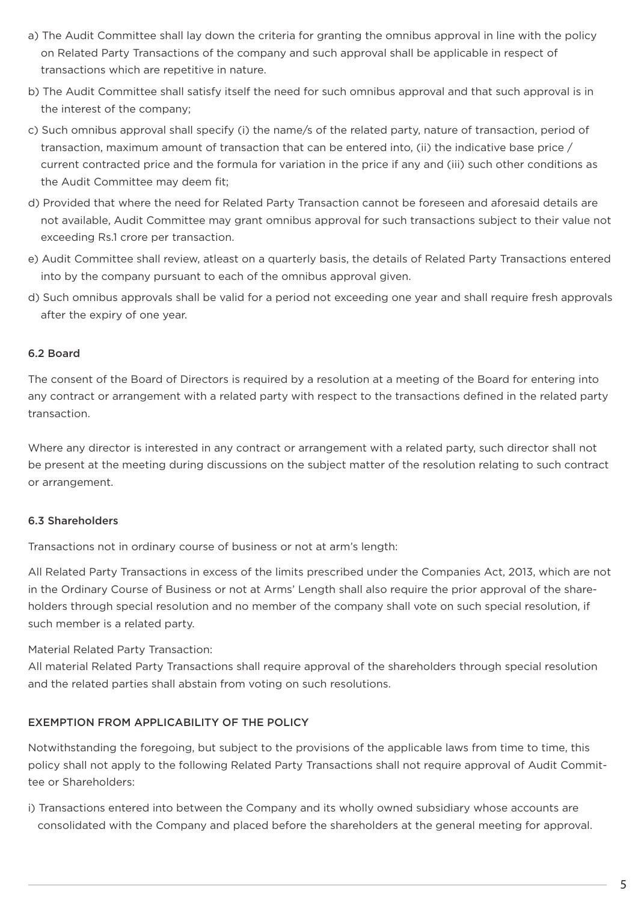a) The Audit Committee shall lay down the criteria for granting the omnibus approval in line with the policy on Related Party Transactions of the company and such approval shall be applicable in respect of transactions which are repetitive in nature.

b) The Audit Committee shall satisfy itself the need for such omnibus approval and that such approval is in the interest of the company;

c) Such omnibus approval shall specify (i) the name/s of the related party, nature of transaction, period of transaction, maximum amount of transaction that can be entered into, (ii) the indicative base price / current contracted price and the formula for variation in the price if any and (iii) such other conditions as the Audit Committee may deem fit;

d) Provided that where the need for Related Party Transaction cannot be foreseen and aforesaid details are not available, Audit Committee may grant omnibus approval for such transactions subject to their value not exceeding Rs.1 crore per transaction.

e) Audit Committee shall review, atleast on a quarterly basis, the details of Related Party Transactions entered into by the company pursuant to each of the omnibus approval given.

d) Such omnibus approvals shall be valid for a period not exceeding one year and shall require fresh approvals after the expiry of one year.

### 6.2 Board

The consent of the Board of Directors is required by a resolution at a meeting of the Board for entering into any contract or arrangement with a related party with respect to the transactions defined in the related party transaction.

Where any director is interested in any contract or arrangement with a related party, such director shall not be present at the meeting during discussions on the subject matter of the resolution relating to such contract or arrangement.

### 6.3 Shareholders

Transactions not in ordinary course of business or not at arm's length:

All Related Party Transactions in excess of the limits prescribed under the Companies Act, 2013, which are not in the Ordinary Course of Business or not at Arms' Length shall also require the prior approval of the shareholders through special resolution and no member of the company shall vote on such special resolution, if such member is a related party.

Material Related Party Transaction:
All material Related Party Transactions shall require approval of the shareholders through special resolution and the related parties shall abstain from voting on such resolutions.

## EXEMPTION FROM APPLICABILITY OF THE POLICY

Notwithstanding the foregoing, but subject to the provisions of the applicable laws from time to time, this policy shall not apply to the following Related Party Transactions shall not require approval of Audit Committee or Shareholders:

i) Transactions entered into between the Company and its wholly owned subsidiary whose accounts are consolidated with the Company and placed before the shareholders at the general meeting for approval.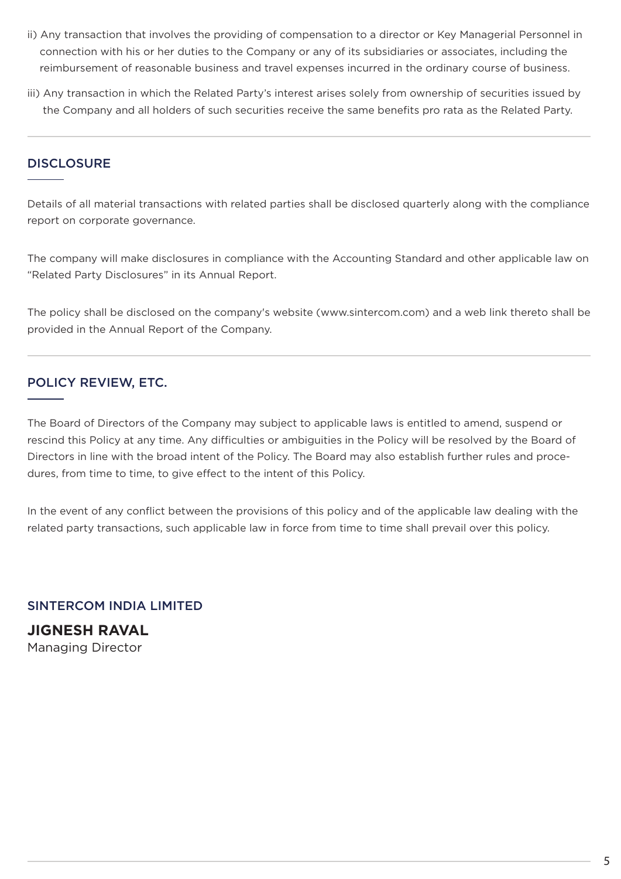ii) Any transaction that involves the providing of compensation to a director or Key Managerial Personnel in connection with his or her duties to the Company or any of its subsidiaries or associates, including the reimbursement of reasonable business and travel expenses incurred in the ordinary course of business.

iii) Any transaction in which the Related Party's interest arises solely from ownership of securities issued by the Company and all holders of such securities receive the same benefits pro rata as the Related Party.

## DISCLOSURE

Details of all material transactions with related parties shall be disclosed quarterly along with the compliance report on corporate governance.

The company will make disclosures in compliance with the Accounting Standard and other applicable law on "Related Party Disclosures" in its Annual Report.

The policy shall be disclosed on the company's website (www.sintercom.com) and a web link thereto shall be provided in the Annual Report of the Company.

## POLICY REVIEW, ETC.

The Board of Directors of the Company may subject to applicable laws is entitled to amend, suspend or rescind this Policy at any time. Any difficulties or ambiguities in the Policy will be resolved by the Board of Directors in line with the broad intent of the Policy. The Board may also establish further rules and procedures, from time to time, to give effect to the intent of this Policy.

In the event of any conflict between the provisions of this policy and of the applicable law dealing with the related party transactions, such applicable law in force from time to time shall prevail over this policy.

SINTERCOM INDIA LIMITED

**JIGNESH RAVAL**
Managing Director